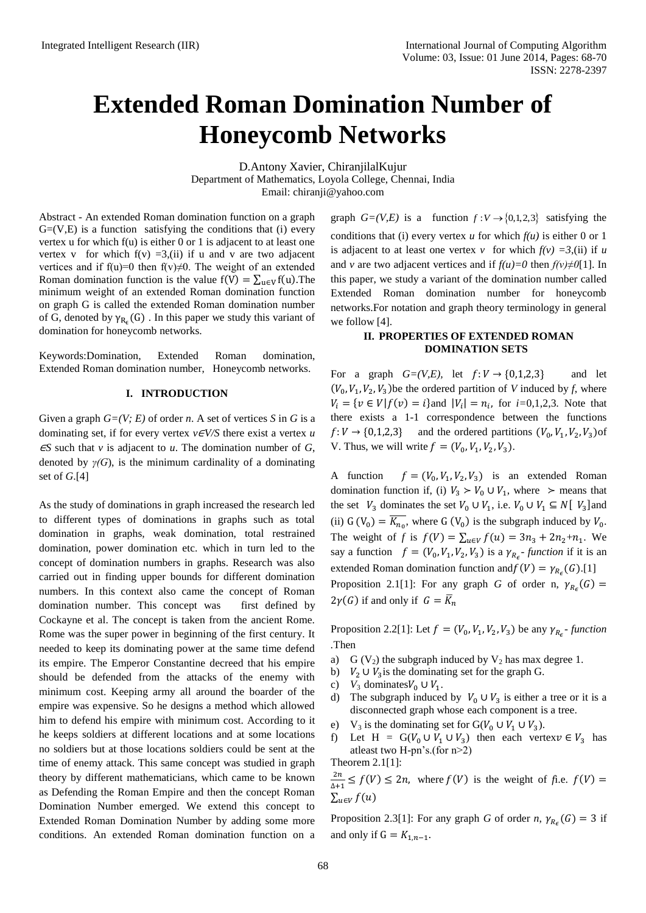# Extended Roman Domination Number of Honeycomb Networks

D.Antony Xavier, ChiranjilalKujur
Department of Mathematics, Loyola College, Chennai, India
Email: chiranji@yahoo.com

Abstract - An extended Roman domination function on a graph G=(V,E) is a function satisfying the conditions that (i) every vertex u for which f(u) is either 0 or 1 is adjacent to at least one vertex v for which f(v) =3,(ii) if u and v are two adjacent vertices and if f(u)=0 then f(v)≠0. The weight of an extended Roman domination function is the value $f(V) = \sum_{u \in V} f(u)$.The minimum weight of an extended Roman domination function on graph G is called the extended Roman domination number of G, denoted by $\gamma_{R_\epsilon}(G)$ . In this paper we study this variant of domination for honeycomb networks.

Keywords:Domination, Extended Roman domination, Extended Roman domination number, Honeycomb networks.

## I. INTRODUCTION

Given a graph *G=(V; E)* of order *n*. A set of vertices *S* in *G* is a dominating set, if for every vertex *v∈V/S* there exist a vertex *u ∈S* such that *v* is adjacent to *u*. The domination number of *G*, denoted by *γ(G)*, is the minimum cardinality of a dominating set of *G*.[4]

As the study of dominations in graph increased the research led to different types of dominations in graphs such as total domination in graphs, weak domination, total restrained domination, power domination etc. which in turn led to the concept of domination numbers in graphs. Research was also carried out in finding upper bounds for different domination numbers. In this context also came the concept of Roman domination number. This concept was first defined by Cockayne et al. The concept is taken from the ancient Rome. Rome was the super power in beginning of the first century. It needed to keep its dominating power at the same time defend its empire. The Emperor Constantine decreed that his empire should be defended from the attacks of the enemy with minimum cost. Keeping army all around the boarder of the empire was expensive. So he designs a method which allowed him to defend his empire with minimum cost. According to it he keeps soldiers at different locations and at some locations no soldiers but at those locations soldiers could be sent at the time of enemy attack. This same concept was studied in graph theory by different mathematicians, which came to be known as Defending the Roman Empire and then the concept Roman Domination Number emerged. We extend this concept to Extended Roman Domination Number by adding some more conditions. An extended Roman domination function on a graph *G=(V,E)* is a function $f : V \rightarrow \{0,1,2,3\}$ satisfying the conditions that (i) every vertex *u* for which *f(u)* is either 0 or 1 is adjacent to at least one vertex *v* for which *f(v) =3*,(ii) if *u* and *v* are two adjacent vertices and if *f(u)=0* then *f(v)≠0*[1]. In this paper, we study a variant of the domination number called Extended Roman domination number for honeycomb networks.For notation and graph theory terminology in general we follow [4].

## II. PROPERTIES OF EXTENDED ROMAN DOMINATION SETS

For a graph *G=(V,E),* let $f: V \rightarrow \{0,1,2,3\}$ and let $(V_0, V_1, V_2, V_3)$be the ordered partition of *V* induced by *f*, where $V_i = \{v \in V | f(v) = i\}$and $|V_i| = n_i$, for *i*=0,1,2,3. Note that there exists a 1-1 correspondence between the functions $f: V \rightarrow \{0,1,2,3\}$ and the ordered partitions $(V_0, V_1, V_2, V_3)$of V. Thus, we will write $f = (V_0, V_1, V_2, V_3)$.

A function $f = (V_0, V_1, V_2, V_3)$ is an extended Roman domination function if, (i) $V_3 \succ V_0 \cup V_1$, where $\succ$ means that the set $V_3$ dominates the set $V_0 \cup V_1$, i.e. $V_0 \cup V_1 \subseteq N[\ V_3]$and (ii) $G\,(V_0) = \overline{K_{n_0}}$, where $G\,(V_0)$ is the subgraph induced by $V_0$. The weight of *f* is $f(V) = \sum_{u \in V} f(u) = 3n_3 + 2n_2 + n_1$. We say a function $f = (V_0, V_1, V_2, V_3)$ is a $\gamma_{R_\epsilon}$- *function* if it is an extended Roman domination function and$f(V) = \gamma_{R_\epsilon}(G)$.[1]

Proposition 2.1[1]: For any graph *G* of order n, $\gamma_{R_\epsilon}(G) = 2\gamma(G)$ if and only if $G = \bar{K}_n$

Proposition 2.2[1]: Let $f = (V_0, V_1, V_2, V_3)$ be any $\gamma_{R_\epsilon}$- *function* .Then

a) G ($V_2$) the subgraph induced by $V_2$ has max degree 1.
b) $V_2 \cup V_3$is the dominating set for the graph G.
c) $V_3$ dominates$V_0 \cup V_1$.
d) The subgraph induced by $V_0 \cup V_3$ is either a tree or it is a disconnected graph whose each component is a tree.
e) $V_3$ is the dominating set for G($V_0 \cup V_1 \cup V_3$).
f) Let H = G($V_0 \cup V_1 \cup V_3$) then each vertex$v \in V_3$ has atleast two H-pn's.(for n>2)

Theorem 2.1[1]:
$\frac{2n}{\Delta+1} \leq f(V) \leq 2n$, where $f(V)$ is the weight of *f*i.e. $f(V) = \sum_{u \in V} f(u)$

Proposition 2.3[1]: For any graph *G* of order *n*, $\gamma_{R_\epsilon}(G) = 3$ if and only if $G = K_{1,n-1}$.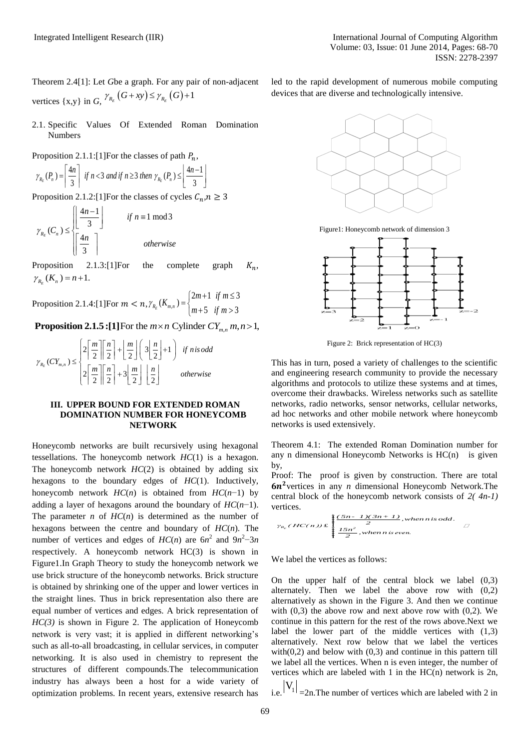Theorem 2.4[1]: Let $G$be a graph. For any pair of non-adjacent vertices {x,y} in $G$, $\gamma_{R_E}(G+xy) \le \gamma_{R_E}(G)+1$

2.1. Specific Values Of Extended Roman Domination Numbers

Proposition 2.1.1:[1]For the classes of path $P_n$,

$\gamma_{R_E}(P_n) = \left\lceil \frac{4n}{3} \right\rceil$ if $n<3$ and if $n \ge 3$ then $\gamma_{R_E}(P_n) \le \left\lfloor \frac{4n-1}{3} \right\rfloor$

Proposition 2.1.2:[1]For the classes of cycles $C_n$,$n \ge 3$

$$\gamma_{R_E}(C_n) \le \begin{cases} \left\lfloor \frac{4n-1}{3} \right\rfloor & \text{if } n \equiv 1 \bmod 3 \\ \left\lceil \frac{4n}{3} \right\rceil & \text{otherwise} \end{cases}$$

Proposition 2.1.3:[1]For the complete graph $K_n$, $\gamma_{R_E}(K_n) = n+1.$

Proposition 2.1.4:[1]For $m < n$, $\gamma_{R_E}(K_{m,n}) = \begin{cases} 2m+1 & \text{if } m \le 3 \\ m+5 & \text{if } m > 3 \end{cases}$

**Proposition 2.1.5 :[1]**For the $m \times n$ Cylinder $CY_{m,n}$ $m,n > 1$,

$$\gamma_{R_E}(CY_{m,n}) \le \begin{cases} 2\left\lceil \frac{m}{2} \right\rceil \left\lceil \frac{n}{2} \right\rceil + \left\lfloor \frac{m}{2} \right\rfloor \left( 3\left\lfloor \frac{n}{2} \right\rfloor + 1 \right) & \text{if } n \text{ is odd} \\ 2\left\lceil \frac{m}{2} \right\rceil \left\lceil \frac{n}{2} \right\rceil + 3\left\lfloor \frac{m}{2} \right\rfloor \left\lfloor \frac{n}{2} \right\rfloor & \text{otherwise} \end{cases}$$

### III. UPPER BOUND FOR EXTENDED ROMAN DOMINATION NUMBER FOR HONEYCOMB NETWORK

Honeycomb networks are built recursively using hexagonal tessellations. The honeycomb network $HC(1)$ is a hexagon. The honeycomb network $HC(2)$ is obtained by adding six hexagons to the boundary edges of $HC(1)$. Inductively, honeycomb network $HC(n)$ is obtained from $HC(n-1)$ by adding a layer of hexagons around the boundary of $HC(n-1)$. The parameter $n$ of $HC(n)$ is determined as the number of hexagons between the centre and boundary of $HC(n)$. The number of vertices and edges of $HC(n)$ are $6n^2$ and $9n^2-3n$ respectively. A honeycomb network HC(3) is shown in Figure1.In Graph Theory to study the honeycomb network we use brick structure of the honeycomb networks. Brick structure is obtained by shrinking one of the upper and lower vertices in the straight lines. Thus in brick representation also there are equal number of vertices and edges. A brick representation of *HC(3)* is shown in Figure 2. The application of Honeycomb network is very vast; it is applied in different networking's such as all-to-all broadcasting, in cellular services, in computer networking. It is also used in chemistry to represent the structures of different compounds.The telecommunication industry has always been a host for a wide variety of optimization problems. In recent years, extensive research has led to the rapid development of numerous mobile computing devices that are diverse and technologically intensive.

Figure1: Honeycomb network of dimension 3

Figure 2: Brick representation of HC(3)

This has in turn, posed a variety of challenges to the scientific and engineering research community to provide the necessary algorithms and protocols to utilize these systems and at times, overcome their drawbacks. Wireless networks such as satellite networks, radio networks, sensor networks, cellular networks, ad hoc networks and other mobile network where honeycomb networks is used extensively.

Theorem 4.1: The extended Roman Domination number for any n dimensional Honeycomb Networks is HC(n) is given by,

Proof: The proof is given by construction. There are total $6n^2$vertices in any $n$ dimensional Honeycomb Network.The central block of the honeycomb network consists of *2( 4n-1)* vertices.

$$\gamma_{R_E}(HC(n)) \le \begin{cases} \frac{(5n-1)(3n+1)}{2}, & \text{when } n \text{ is odd.} \\ \frac{15n^2}{2}, & \text{when } n \text{ is even.} \end{cases}$$

We label the vertices as follows:

On the upper half of the central block we label (0,3) alternately. Then we label the above row with (0,2) alternatively as shown in the Figure 3. And then we continue with (0,3) the above row and next above row with (0,2). We continue in this pattern for the rest of the rows above.Next we label the lower part of the middle vertices with (1,3) alternatively. Next row below that we label the vertices with(0,2) and below with (0,3) and continue in this pattern till we label all the vertices. When n is even integer, the number of vertices which are labeled with 1 in the HC(n) network is 2n, i.e. $|V_1|$ =2n.The number of vertices which are labeled with 2 in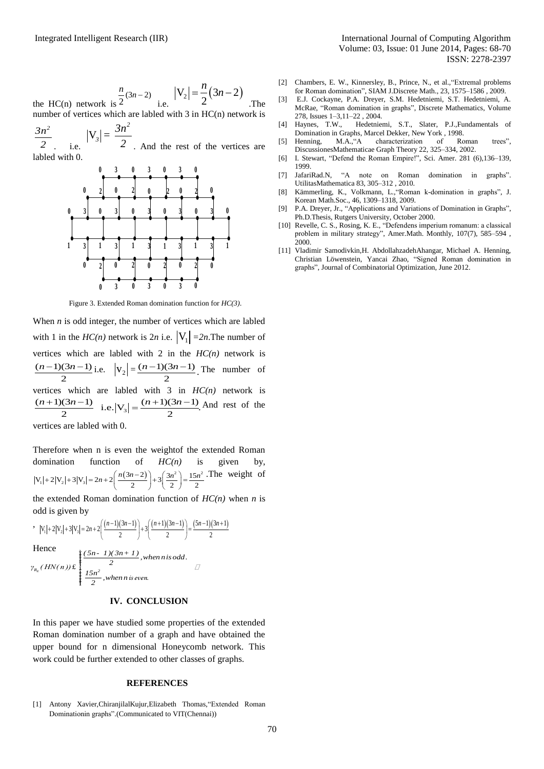the HC(n) network is $\frac{n}{2}(3n-2)$ i.e. $|V_2| = \frac{n}{2}(3n-2)$. The number of vertices which are labled with 3 in HC(n) network is $\frac{3n^2}{2}$. i.e. $|V_3| = \frac{3n^2}{2}$. And the rest of the vertices are labled with 0.

0 3 0 3 0 3 0
0 2 0 2 0 2 0 2 0
0 3 0 3 0 3 0 3 0 3 0
1 3 1 3 1 3 1 3 1 3 1
0 2 0 2 0 2 0 2 0
0 3 0 3 0 3 0

Figure 3. Extended Roman domination function for *HC(3)*.

When *n* is odd integer, the number of vertices which are labled with 1 in the *HC(n)* network is $2n$ i.e. $|V_1| = 2n$. The number of vertices which are labled with 2 in the *HC(n)* network is $\frac{(n-1)(3n-1)}{2}$ i.e. $|V_2| = \frac{(n-1)(3n-1)}{2}$. The number of vertices which are labled with 3 in *HC(n)* network is $\frac{(n+1)(3n-1)}{2}$ i.e. $|V_3| = \frac{(n+1)(3n-1)}{2}$. And rest of the vertices are labled with 0.

Therefore when n is even the weightof the extended Roman domination function of *HC(n)* is given by, $|V_1| + 2|V_2| + 3|V_3| = 2n + 2\left(\frac{n(3n-2)}{2}\right) + 3\left(\frac{3n^2}{2}\right) = \frac{15n^2}{2}$. The weight of the extended Roman domination function of *HC(n)* when *n* is odd is given by

$$|V_1| + 2|V_2| + 3|V_3| = 2n + 2\left(\frac{(n-1)(3n-1)}{2}\right) + 3\left(\frac{(n+1)(3n-1)}{2}\right) = \frac{(5n-1)(3n+1)}{2}$$

Hence

$$\gamma_{R_E}(HN(n)) \leq \begin{cases} \frac{(5n-1)(3n+1)}{2}, & \text{when } n \text{ is odd.} \\ \frac{15n^2}{2}, & \text{when } n \text{ is even.} \end{cases}$$

## IV. CONCLUSION

In this paper we have studied some properties of the extended Roman domination number of a graph and have obtained the upper bound for n dimensional Honeycomb network. This work could be further extended to other classes of graphs.

## REFERENCES

[1] Antony Xavier,ChiranjilalKujur,Elizabeth Thomas,"Extended Roman Dominationin graphs".(Communicated to VIT(Chennai))

[2] Chambers, E. W., Kinnersley, B., Prince, N., et al.,"Extremal problems for Roman domination", SIAM J.Discrete Math., 23, 1575–1586 , 2009.

[3] E.J. Cockayne, P.A. Dreyer, S.M. Hedetniemi, S.T. Hedetniemi, A. McRae, "Roman domination in graphs", Discrete Mathematics, Volume 278, Issues 1–3,11–22 , 2004.

[4] Haynes, T.W., Hedetniemi, S.T., Slater, P.J.,Fundamentals of Domination in Graphs, Marcel Dekker, New York , 1998.

[5] Henning, M.A.,"A characterization of Roman trees", DiscussionesMathematicae Graph Theory 22, 325–334, 2002.

[6] I. Stewart, "Defend the Roman Empire!", Sci. Amer. 281 (6),136–139, 1999.

[7] JafariRad.N, "A note on Roman domination in graphs". UtilitasMathematica 83, 305–312 , 2010.

[8] Kämmerling, K., Volkmann, L.,"Roman k-domination in graphs", J. Korean Math.Soc., 46, 1309–1318, 2009.

[9] P.A. Dreyer, Jr., "Applications and Variations of Domination in Graphs", Ph.D.Thesis, Rutgers University, October 2000.

[10] Revelle, C. S., Rosing, K. E., "Defendens imperium romanum: a classical problem in military strategy", Amer.Math. Monthly, 107(7), 585–594 , 2000.

[11] Vladimir Samodivkin,H. AbdollahzadehAhangar, Michael A. Henning, Christian Löwenstein, Yancai Zhao, "Signed Roman domination in graphs", Journal of Combinatorial Optimization, June 2012.